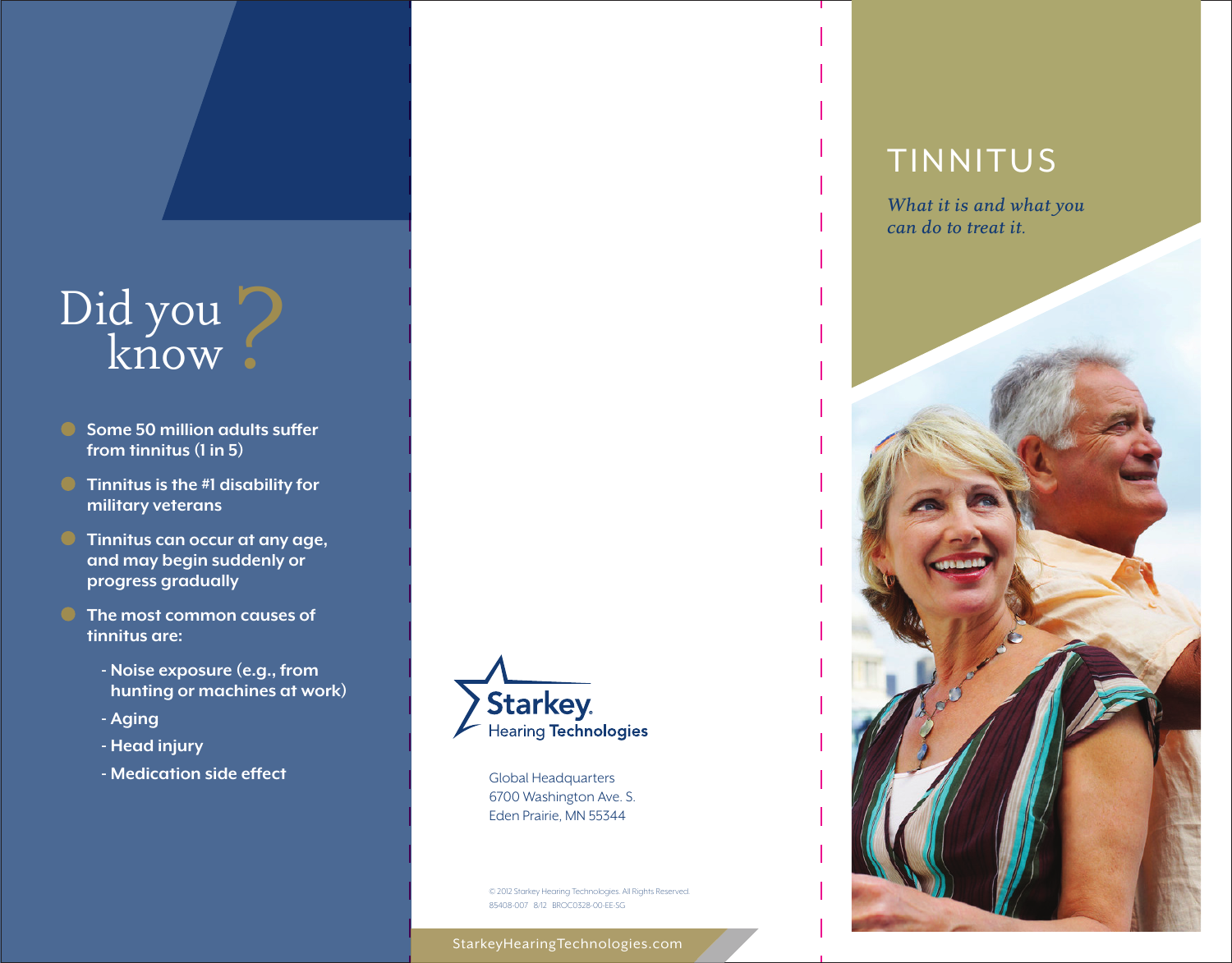## Did you know?

- Some 50 million adults suffer from tinnitus (1 in 5)
- Tinnitus is the #1 disability for military veterans
- Tinnitus can occur at any age, and may begin suddenly or progress gradually
- The most common causes of tinnitus are:
  - Noise exposure (e.g., from hunting or machines at work)
  - Aging
  - Head injury
  - Medication side effect

Starkey. Hearing Technologies

Global Headquarters
6700 Washington Ave. S.
Eden Prairie, MN 55344

© 2012 Starkey Hearing Technologies. All Rights Reserved.
85408-007 8/12 BROC0328-00-EE-SG

StarkeyHearingTechnologies.com

# TINNITUS

*What it is and what you can do to treat it.*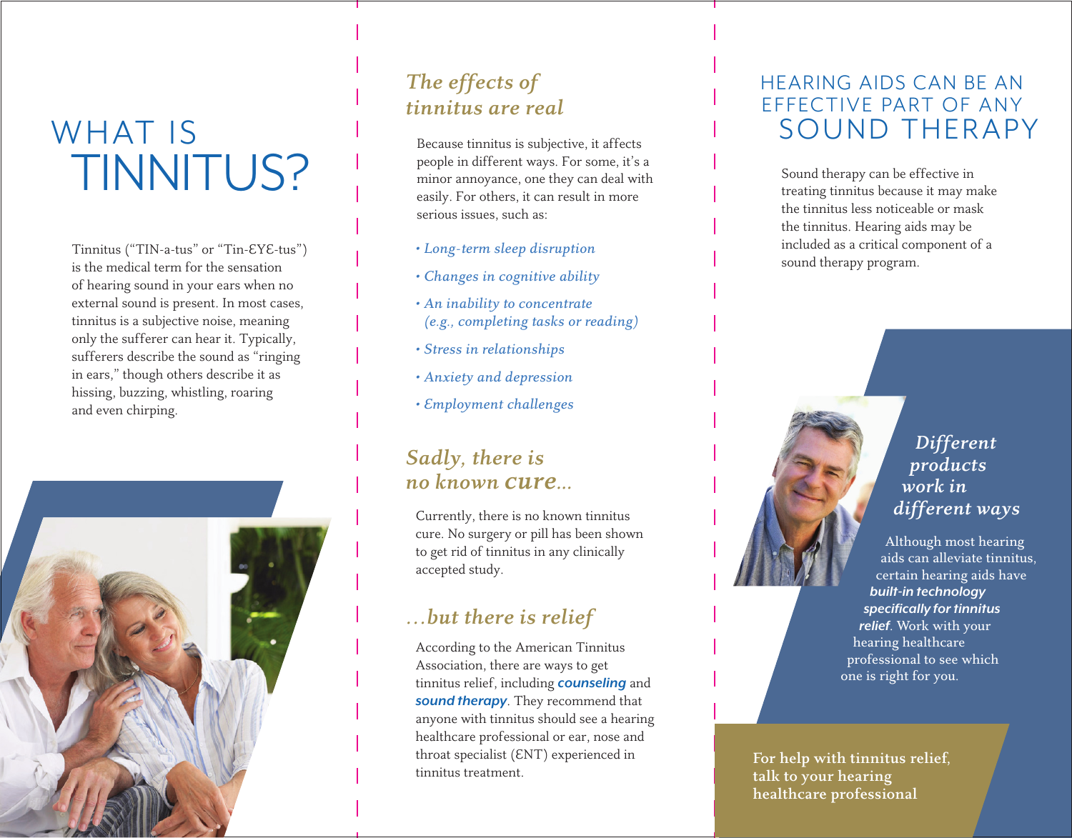# WHAT IS TINNITUS?

Tinnitus ("TIN-a-tus" or "Tin-EYE-tus") is the medical term for the sensation of hearing sound in your ears when no external sound is present. In most cases, tinnitus is a subjective noise, meaning only the sufferer can hear it. Typically, sufferers describe the sound as "ringing in ears," though others describe it as hissing, buzzing, whistling, roaring and even chirping.

## *The effects of tinnitus are real*

Because tinnitus is subjective, it affects people in different ways. For some, it's a minor annoyance, one they can deal with easily. For others, it can result in more serious issues, such as:

- *Long-term sleep disruption*
- *Changes in cognitive ability*
- *An inability to concentrate (e.g., completing tasks or reading)*
- *Stress in relationships*
- *Anxiety and depression*
- *Employment challenges*

## *Sadly, there is no known cure...*

Currently, there is no known tinnitus cure. No surgery or pill has been shown to get rid of tinnitus in any clinically accepted study.

## *...but there is relief*

According to the American Tinnitus Association, there are ways to get tinnitus relief, including ***counseling*** and ***sound therapy***. They recommend that anyone with tinnitus should see a hearing healthcare professional or ear, nose and throat specialist (ENT) experienced in tinnitus treatment.

# HEARING AIDS CAN BE AN EFFECTIVE PART OF ANY SOUND THERAPY

Sound therapy can be effective in treating tinnitus because it may make the tinnitus less noticeable or mask the tinnitus. Hearing aids may be included as a critical component of a sound therapy program.

## *Different products work in different ways*

Although most hearing aids can alleviate tinnitus, certain hearing aids have ***built-in technology specifically for tinnitus relief***. Work with your hearing healthcare professional to see which one is right for you.

**For help with tinnitus relief, talk to your hearing healthcare professional**